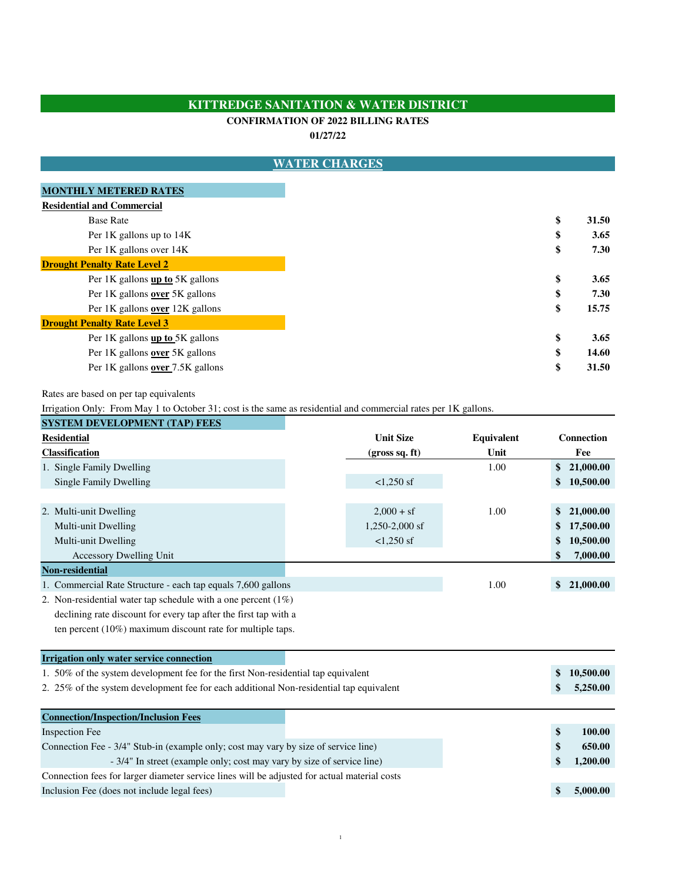# KITTREDGE SANITATION & WATER DISTRICT

**CONFIRMATION OF 2022 BILLING RATES**

**01/27/22**

## WATER CHARGES

### MONTHLY METERED RATES

| | |
|---|---|
| **Residential and Commercial** | |
| Base Rate | $ 31.50 |
| Per 1K gallons up to 14K | $ 3.65 |
| Per 1K gallons over 14K | $ 7.30 |
| **Drought Penalty Rate Level 2** | |
| Per 1K gallons **up to** 5K gallons | $ 3.65 |
| Per 1K gallons **over** 5K gallons | $ 7.30 |
| Per 1K gallons **over** 12K gallons | $ 15.75 |
| **Drought Penalty Rate Level 3** | |
| Per 1K gallons **up to** 5K gallons | $ 3.65 |
| Per 1K gallons **over** 5K gallons | $ 14.60 |
| Per 1K gallons **over** 7.5K gallons | $ 31.50 |

Rates are based on per tap equivalents

Irrigation Only: From May 1 to October 31; cost is the same as residential and commercial rates per 1K gallons.

### SYSTEM DEVELOPMENT (TAP) FEES

| **Residential Classification** | Unit Size (gross sq. ft) | Equivalent Unit | Connection Fee |
|---|---|---|---|
| 1. Single Family Dwelling | | 1.00 | $ 21,000.00 |
| Single Family Dwelling | <1,250 sf | | $ 10,500.00 |
| 2. Multi-unit Dwelling | 2,000 + sf | 1.00 | $ 21,000.00 |
| Multi-unit Dwelling | 1,250-2,000 sf | | $ 17,500.00 |
| Multi-unit Dwelling | <1,250 sf | | $ 10,500.00 |
| Accessory Dwelling Unit | | | $ 7,000.00 |
| **Non-residential** | | | |
| 1. Commercial Rate Structure - each tap equals 7,600 gallons | | 1.00 | $ 21,000.00 |
| 2. Non-residential water tap schedule with a one percent (1%) declining rate discount for every tap after the first tap with a ten percent (10%) maximum discount rate for multiple taps. | | | |

### Irrigation only water service connection

| | |
|---|---|
| 1. 50% of the system development fee for the first Non-residential tap equivalent | $ 10,500.00 |
| 2. 25% of the system development fee for each additional Non-residential tap equivalent | $ 5,250.00 |

### Connection/Inspection/Inclusion Fees

| | |
|---|---|
| Inspection Fee | $ 100.00 |
| Connection Fee - 3/4" Stub-in (example only; cost may vary by size of service line) | $ 650.00 |
| - 3/4" In street (example only; cost may vary by size of service line) | $ 1,200.00 |
| Connection fees for larger diameter service lines will be adjusted for actual material costs | |
| Inclusion Fee (does not include legal fees) | $ 5,000.00 |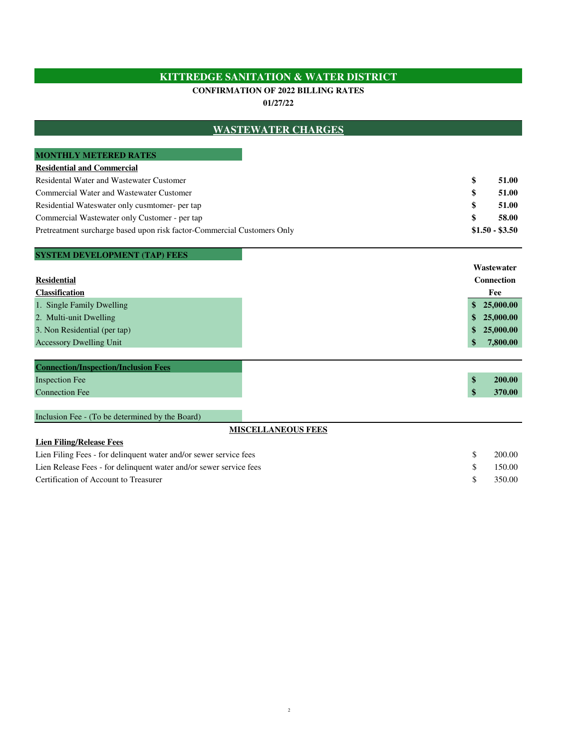# KITTREDGE SANITATION & WATER DISTRICT

**CONFIRMATION OF 2022 BILLING RATES**

**01/27/22**

## WASTEWATER CHARGES

### MONTHLY METERED RATES

| **Residential and Commercial** | |
|---|---|
| Residental Water and Wastewater Customer | **$ 51.00** |
| Commercial Water and Wastewater Customer | **$ 51.00** |
| Residential Wateswater only cusmtomer- per tap | **$ 51.00** |
| Commercial Wastewater only Customer - per tap | **$ 58.00** |
| Pretreatment surcharge based upon risk factor-Commercial Customers Only | **$1.50 - $3.50** |

### SYSTEM DEVELOPMENT (TAP) FEES

| **Residential Classification** | **Wastewater Connection Fee** |
|---|---|
| 1. Single Family Dwelling | **$ 25,000.00** |
| 2. Multi-unit Dwelling | **$ 25,000.00** |
| 3. Non Residential (per tap) | **$ 25,000.00** |
| Accessory Dwelling Unit | **$ 7,800.00** |

### Connection/Inspection/Inclusion Fees

| | |
|---|---|
| Inspection Fee | **$ 200.00** |
| Connection Fee | **$ 370.00** |

Inclusion Fee - (To be determined by the Board)

### MISCELLANEOUS FEES

| **Lien Filing/Release Fees** | |
|---|---|
| Lien Filing Fees - for delinquent water and/or sewer service fees | $ 200.00 |
| Lien Release Fees - for delinquent water and/or sewer service fees | $ 150.00 |
| Certification of Account to Treasurer | $ 350.00 |